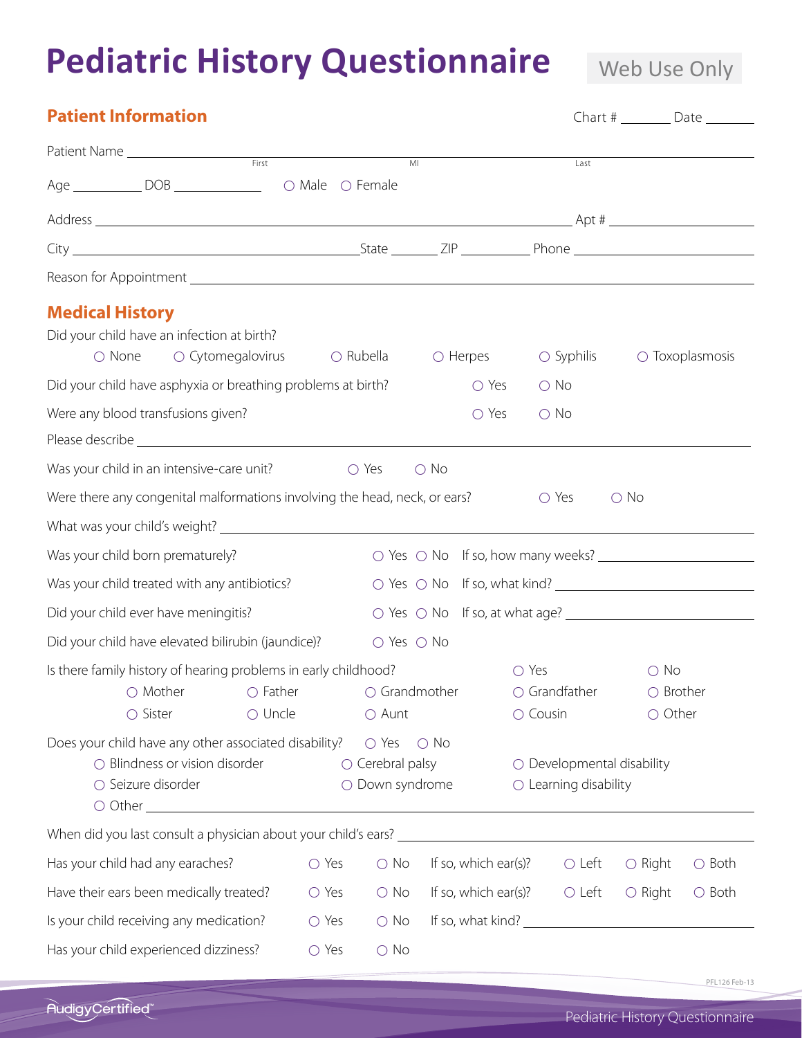# Pediatric History Questionnaire

Web Use Only

## Patient Information

Chart # _______ Date _______

Patient Name ____________________ (First) ____________________ (MI) ____________________ (Last)

Age __________ DOB ____________ ○ Male ○ Female

Address ________________________________________ Apt # ____________

City ____________________ State _______ ZIP __________ Phone ____________

Reason for Appointment ________________________________________

## Medical History

Did your child have an infection at birth?
○ None ○ Cytomegalovirus ○ Rubella ○ Herpes ○ Syphilis ○ Toxoplasmosis

Did your child have asphyxia or breathing problems at birth? ○ Yes ○ No

Were any blood transfusions given? ○ Yes ○ No

Please describe ________________________________________

Was your child in an intensive-care unit? ○ Yes ○ No

Were there any congenital malformations involving the head, neck, or ears? ○ Yes ○ No

What was your child's weight? ________________________________________

Was your child born prematurely? ○ Yes ○ No If so, how many weeks? ____________

Was your child treated with any antibiotics? ○ Yes ○ No If so, what kind? ____________

Did your child ever have meningitis? ○ Yes ○ No If so, at what age? ____________

Did your child have elevated bilirubin (jaundice)? ○ Yes ○ No

Is there family history of hearing problems in early childhood? ○ Yes ○ No
○ Mother ○ Father ○ Grandmother ○ Grandfather ○ Brother
○ Sister ○ Uncle ○ Aunt ○ Cousin ○ Other

Does your child have any other associated disability? ○ Yes ○ No
○ Blindness or vision disorder ○ Cerebral palsy ○ Developmental disability
○ Seizure disorder ○ Down syndrome ○ Learning disability
○ Other ________________________________________

When did you last consult a physician about your child's ears? ____________________

Has your child had any earaches? ○ Yes ○ No If so, which ear(s)? ○ Left ○ Right ○ Both

Have their ears been medically treated? ○ Yes ○ No If so, which ear(s)? ○ Left ○ Right ○ Both

Is your child receiving any medication? ○ Yes ○ No If so, what kind? ____________

Has your child experienced dizziness? ○ Yes ○ No

PFL126 Feb-13

AudigyCertified™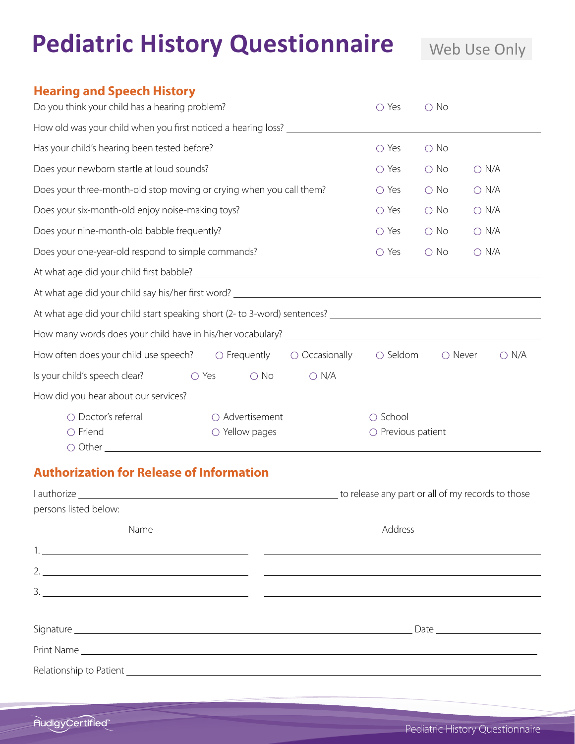# Pediatric History Questionnaire

Web Use Only

## Hearing and Speech History

Do you think your child has a hearing problem? ○ Yes ○ No

How old was your child when you first noticed a hearing loss? ______________________

Has your child's hearing been tested before? ○ Yes ○ No

Does your newborn startle at loud sounds? ○ Yes ○ No ○ N/A

Does your three-month-old stop moving or crying when you call them? ○ Yes ○ No ○ N/A

Does your six-month-old enjoy noise-making toys? ○ Yes ○ No ○ N/A

Does your nine-month-old babble frequently? ○ Yes ○ No ○ N/A

Does your one-year-old respond to simple commands? ○ Yes ○ No ○ N/A

At what age did your child first babble? ______________________

At what age did your child say his/her first word? ______________________

At what age did your child start speaking short (2- to 3-word) sentences? ______________________

How many words does your child have in his/her vocabulary? ______________________

How often does your child use speech? ○ Frequently ○ Occasionally ○ Seldom ○ Never ○ N/A

Is your child's speech clear? ○ Yes ○ No ○ N/A

How did you hear about our services?

○ Doctor's referral ○ Advertisement ○ School
○ Friend ○ Yellow pages ○ Previous patient
○ Other ______________________

## Authorization for Release of Information

I authorize ______________________ to release any part or all of my records to those persons listed below:

| Name | Address |
| --- | --- |
| 1. | |
| 2. | |
| 3. | |

Signature ______________________ Date ______________

Print Name ______________________

Relationship to Patient ______________________

AudigyCertified™